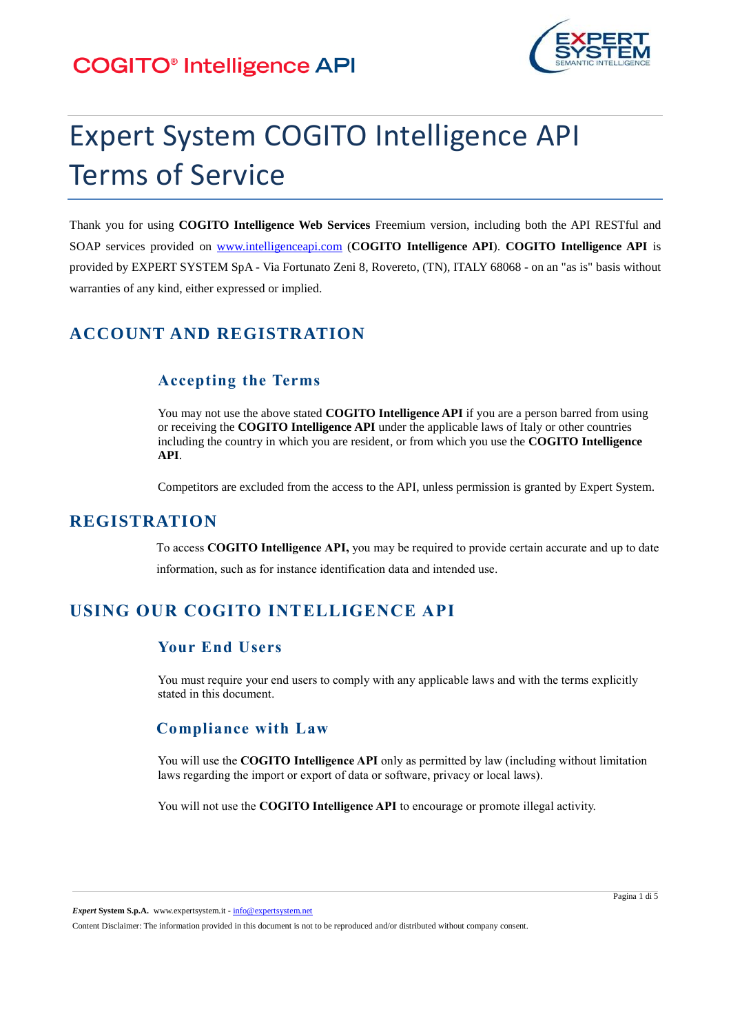# Expert System COGITO Intelligence API Terms of Service

Thank you for using **COGITO Intelligence Web Services** Freemium version, including both the API RESTful and SOAP services provided on www.intelligenceapi.com (**COGITO Intelligence API**). **COGITO Intelligence API** is provided by EXPERT SYSTEM SpA - Via Fortunato Zeni 8, Rovereto, (TN), ITALY 68068 - on an "as is" basis without warranties of any kind, either expressed or implied.

## ACCOUNT AND REGISTRATION

### Accepting the Terms

You may not use the above stated **COGITO Intelligence API** if you are a person barred from using or receiving the **COGITO Intelligence API** under the applicable laws of Italy or other countries including the country in which you are resident, or from which you use the **COGITO Intelligence API**.

Competitors are excluded from the access to the API, unless permission is granted by Expert System.

## REGISTRATION

To access **COGITO Intelligence API,** you may be required to provide certain accurate and up to date information, such as for instance identification data and intended use.

## USING OUR COGITO INTELLIGENCE API

### Your End Users

You must require your end users to comply with any applicable laws and with the terms explicitly stated in this document.

### Compliance with Law

You will use the **COGITO Intelligence API** only as permitted by law (including without limitation laws regarding the import or export of data or software, privacy or local laws).

You will not use the **COGITO Intelligence API** to encourage or promote illegal activity.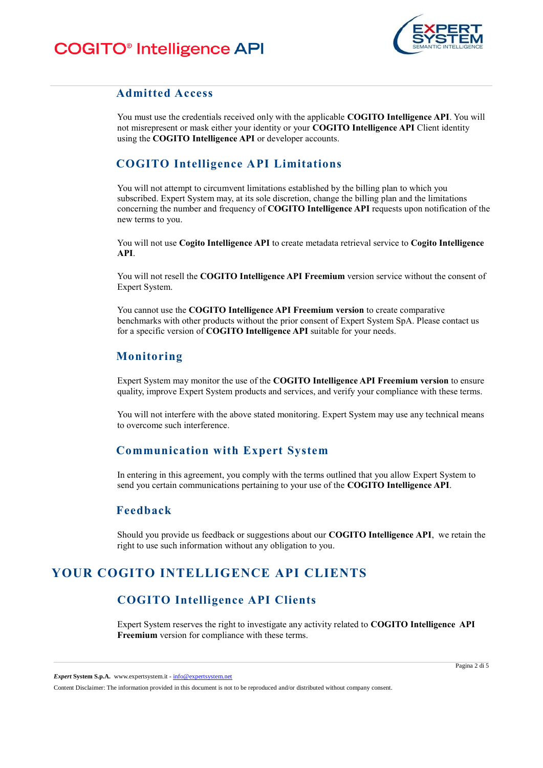### Admitted Access

You must use the credentials received only with the applicable **COGITO Intelligence API**. You will not misrepresent or mask either your identity or your **COGITO Intelligence API** Client identity using the **COGITO Intelligence API** or developer accounts.

### COGITO Intelligence API Limitations

You will not attempt to circumvent limitations established by the billing plan to which you subscribed. Expert System may, at its sole discretion, change the billing plan and the limitations concerning the number and frequency of **COGITO Intelligence API** requests upon notification of the new terms to you.

You will not use **Cogito Intelligence API** to create metadata retrieval service to **Cogito Intelligence API**.

You will not resell the **COGITO Intelligence API Freemium** version service without the consent of Expert System.

You cannot use the **COGITO Intelligence API Freemium version** to create comparative benchmarks with other products without the prior consent of Expert System SpA. Please contact us for a specific version of **COGITO Intelligence API** suitable for your needs.

### Monitoring

Expert System may monitor the use of the **COGITO Intelligence API Freemium version** to ensure quality, improve Expert System products and services, and verify your compliance with these terms.

You will not interfere with the above stated monitoring. Expert System may use any technical means to overcome such interference.

### Communication with Expert System

In entering in this agreement, you comply with the terms outlined that you allow Expert System to send you certain communications pertaining to your use of the **COGITO Intelligence API**.

### Feedback

Should you provide us feedback or suggestions about our **COGITO Intelligence API**, we retain the right to use such information without any obligation to you.

## YOUR COGITO INTELLIGENCE API CLIENTS

### COGITO Intelligence API Clients

Expert System reserves the right to investigate any activity related to **COGITO Intelligence API Freemium** version for compliance with these terms.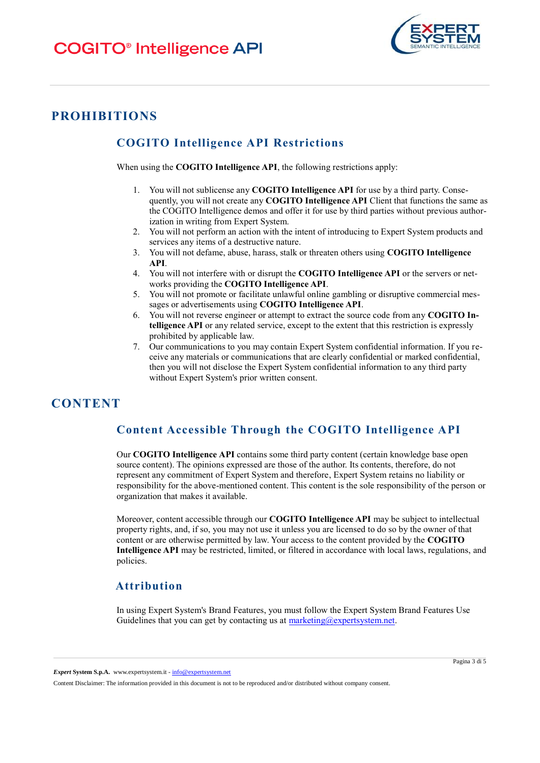# PROHIBITIONS

## COGITO Intelligence API Restrictions

When using the **COGITO Intelligence API**, the following restrictions apply:

1. You will not sublicense any **COGITO Intelligence API** for use by a third party. Consequently, you will not create any **COGITO Intelligence API** Client that functions the same as the COGITO Intelligence demos and offer it for use by third parties without previous authorization in writing from Expert System.
2. You will not perform an action with the intent of introducing to Expert System products and services any items of a destructive nature.
3. You will not defame, abuse, harass, stalk or threaten others using **COGITO Intelligence API**.
4. You will not interfere with or disrupt the **COGITO Intelligence API** or the servers or networks providing the **COGITO Intelligence API**.
5. You will not promote or facilitate unlawful online gambling or disruptive commercial messages or advertisements using **COGITO Intelligence API**.
6. You will not reverse engineer or attempt to extract the source code from any **COGITO Intelligence API** or any related service, except to the extent that this restriction is expressly prohibited by applicable law.
7. Our communications to you may contain Expert System confidential information. If you receive any materials or communications that are clearly confidential or marked confidential, then you will not disclose the Expert System confidential information to any third party without Expert System's prior written consent.

# CONTENT

## Content Accessible Through the COGITO Intelligence API

Our **COGITO Intelligence API** contains some third party content (certain knowledge base open source content). The opinions expressed are those of the author. Its contents, therefore, do not represent any commitment of Expert System and therefore, Expert System retains no liability or responsibility for the above-mentioned content. This content is the sole responsibility of the person or organization that makes it available.

Moreover, content accessible through our **COGITO Intelligence API** may be subject to intellectual property rights, and, if so, you may not use it unless you are licensed to do so by the owner of that content or are otherwise permitted by law. Your access to the content provided by the **COGITO Intelligence API** may be restricted, limited, or filtered in accordance with local laws, regulations, and policies.

## Attribution

In using Expert System's Brand Features, you must follow the Expert System Brand Features Use Guidelines that you can get by contacting us at marketing@expertsystem.net.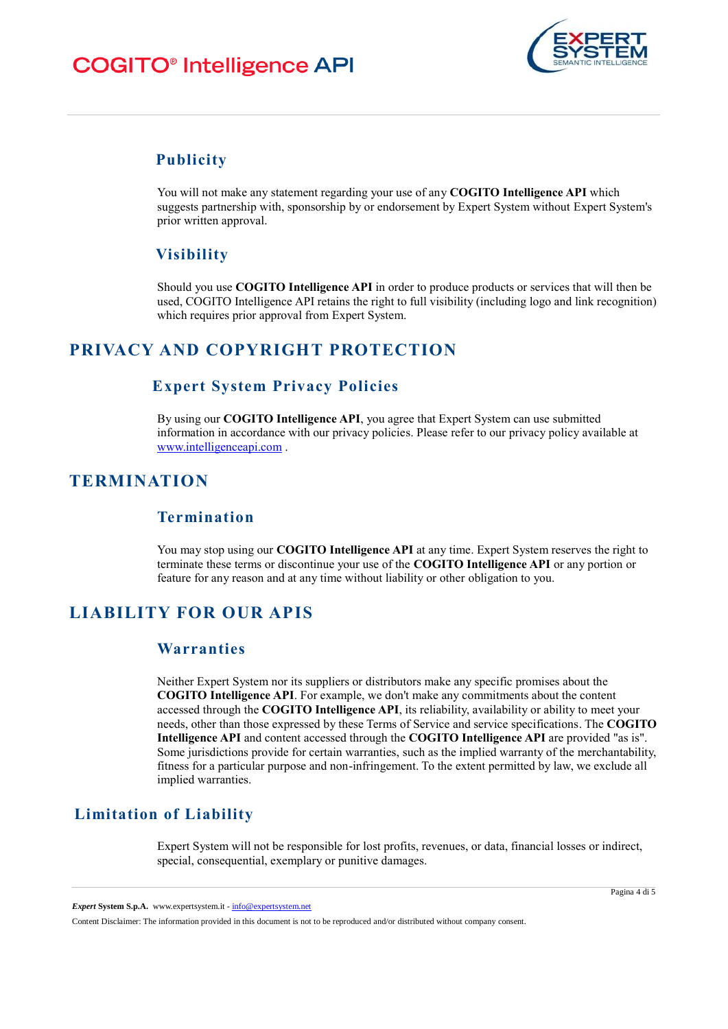### Publicity

You will not make any statement regarding your use of any **COGITO Intelligence API** which suggests partnership with, sponsorship by or endorsement by Expert System without Expert System's prior written approval.

### Visibility

Should you use **COGITO Intelligence API** in order to produce products or services that will then be used, COGITO Intelligence API retains the right to full visibility (including logo and link recognition) which requires prior approval from Expert System.

## PRIVACY AND COPYRIGHT PROTECTION

### Expert System Privacy Policies

By using our **COGITO Intelligence API**, you agree that Expert System can use submitted information in accordance with our privacy policies. Please refer to our privacy policy available at www.intelligenceapi.com .

## TERMINATION

### Termination

You may stop using our **COGITO Intelligence API** at any time. Expert System reserves the right to terminate these terms or discontinue your use of the **COGITO Intelligence API** or any portion or feature for any reason and at any time without liability or other obligation to you.

## LIABILITY FOR OUR APIS

### Warranties

Neither Expert System nor its suppliers or distributors make any specific promises about the **COGITO Intelligence API**. For example, we don't make any commitments about the content accessed through the **COGITO Intelligence API**, its reliability, availability or ability to meet your needs, other than those expressed by these Terms of Service and service specifications. The **COGITO Intelligence API** and content accessed through the **COGITO Intelligence API** are provided "as is". Some jurisdictions provide for certain warranties, such as the implied warranty of the merchantability, fitness for a particular purpose and non-infringement. To the extent permitted by law, we exclude all implied warranties.

### Limitation of Liability

Expert System will not be responsible for lost profits, revenues, or data, financial losses or indirect, special, consequential, exemplary or punitive damages.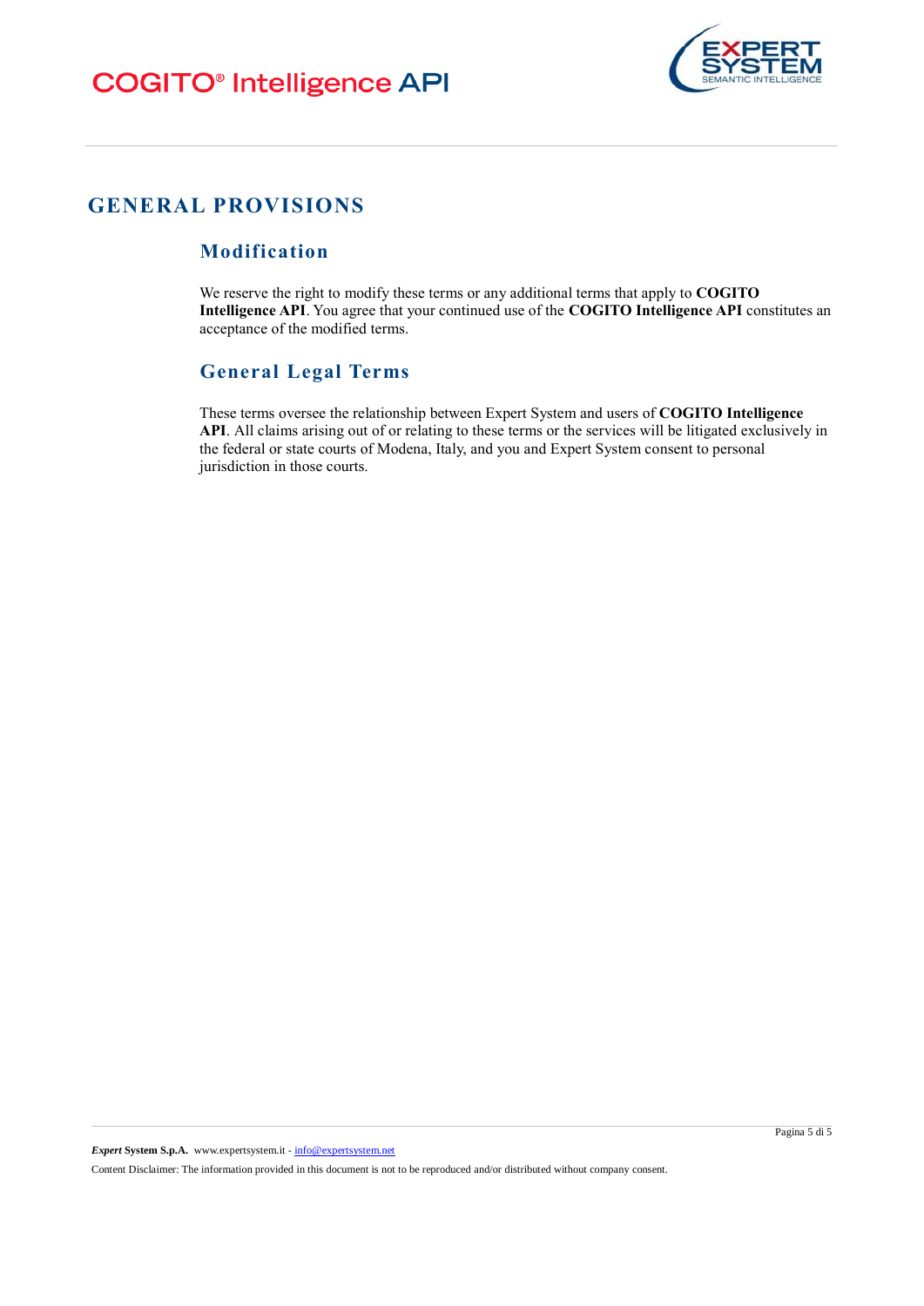# GENERAL PROVISIONS

## Modification

We reserve the right to modify these terms or any additional terms that apply to **COGITO Intelligence API**. You agree that your continued use of the **COGITO Intelligence API** constitutes an acceptance of the modified terms.

## General Legal Terms

These terms oversee the relationship between Expert System and users of **COGITO Intelligence API**. All claims arising out of or relating to these terms or the services will be litigated exclusively in the federal or state courts of Modena, Italy, and you and Expert System consent to personal jurisdiction in those courts.